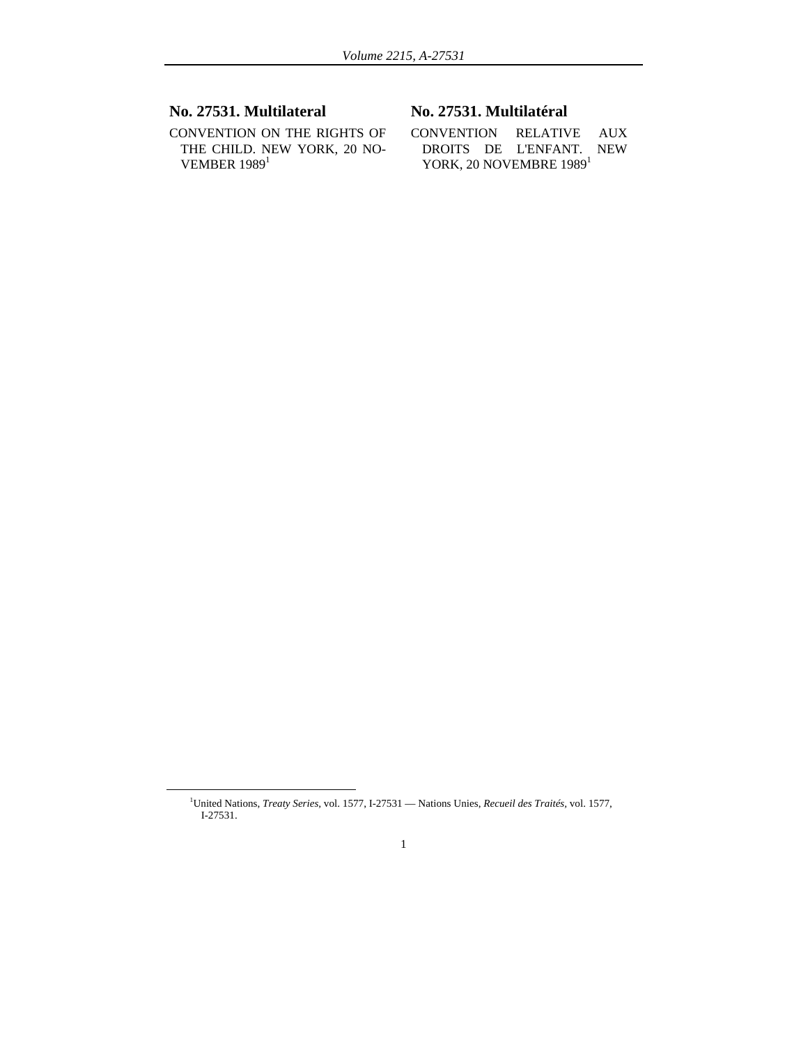## No. 27531. Multilateral

CONVENTION ON THE RIGHTS OF THE CHILD. NEW YORK, 20 NOVEMBER 1989[1]

## No. 27531. Multilatéral

CONVENTION RELATIVE AUX DROITS DE L'ENFANT. NEW YORK, 20 NOVEMBRE 1989[1]

---

[1]United Nations, *Treaty Series*, vol. 1577, I-27531 — Nations Unies, *Recueil des Traités*, vol. 1577, I-27531.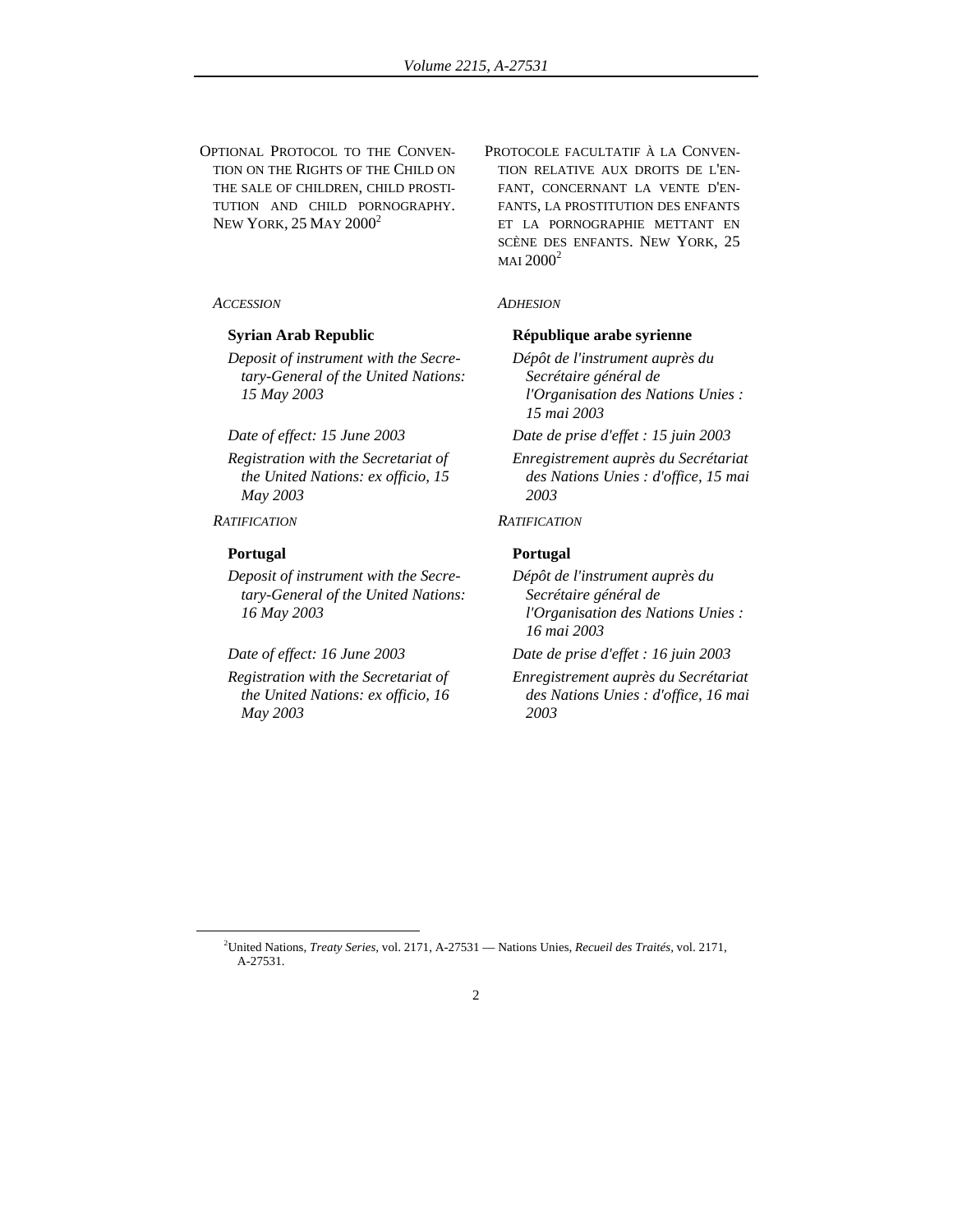OPTIONAL PROTOCOL TO THE CONVENTION ON THE RIGHTS OF THE CHILD ON THE SALE OF CHILDREN, CHILD PROSTITUTION AND CHILD PORNOGRAPHY. NEW YORK, 25 MAY 2000[2]

*ACCESSION*

**Syrian Arab Republic**

*Deposit of instrument with the Secretary-General of the United Nations: 15 May 2003*

*Date of effect: 15 June 2003*

*Registration with the Secretariat of the United Nations: ex officio, 15 May 2003*

*RATIFICATION*

**Portugal**

*Deposit of instrument with the Secretary-General of the United Nations: 16 May 2003*

*Date of effect: 16 June 2003*

*Registration with the Secretariat of the United Nations: ex officio, 16 May 2003*

PROTOCOLE FACULTATIF À LA CONVENTION RELATIVE AUX DROITS DE L'ENFANT, CONCERNANT LA VENTE D'ENFANTS, LA PROSTITUTION DES ENFANTS ET LA PORNOGRAPHIE METTANT EN SCÈNE DES ENFANTS. NEW YORK, 25 MAI 2000[2]

*ADHESION*

**République arabe syrienne**

*Dépôt de l'instrument auprès du Secrétaire général de l'Organisation des Nations Unies : 15 mai 2003*

*Date de prise d'effet : 15 juin 2003*

*Enregistrement auprès du Secrétariat des Nations Unies : d'office, 15 mai 2003*

*RATIFICATION*

**Portugal**

*Dépôt de l'instrument auprès du Secrétaire général de l'Organisation des Nations Unies : 16 mai 2003*

*Date de prise d'effet : 16 juin 2003*

*Enregistrement auprès du Secrétariat des Nations Unies : d'office, 16 mai 2003*

---

[2] United Nations, *Treaty Series*, vol. 2171, A-27531 — Nations Unies, *Recueil des Traités*, vol. 2171, A-27531.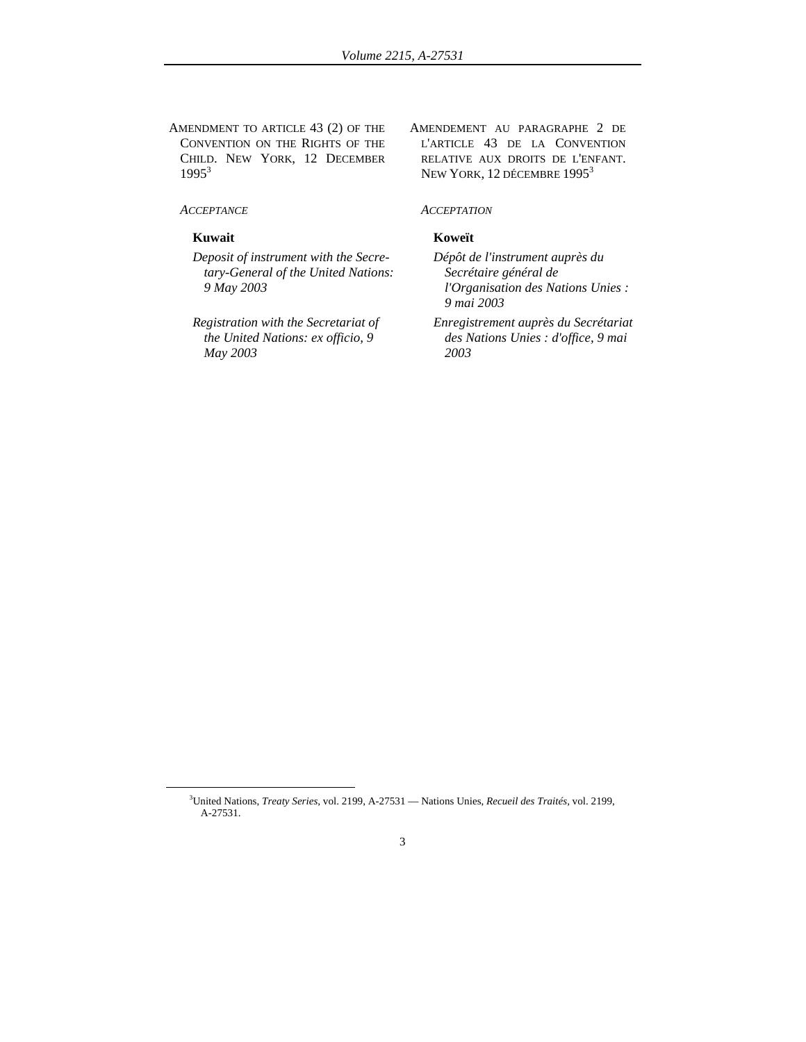AMENDMENT TO ARTICLE 43 (2) OF THE CONVENTION ON THE RIGHTS OF THE CHILD. NEW YORK, 12 DECEMBER 1995[3]

*ACCEPTANCE*

**Kuwait**

*Deposit of instrument with the Secretary-General of the United Nations: 9 May 2003*

*Registration with the Secretariat of the United Nations: ex officio, 9 May 2003*

AMENDEMENT AU PARAGRAPHE 2 DE L'ARTICLE 43 DE LA CONVENTION RELATIVE AUX DROITS DE L'ENFANT. NEW YORK, 12 DÉCEMBRE 1995[3]

*ACCEPTATION*

**Koweït**

*Dépôt de l'instrument auprès du Secrétaire général de l'Organisation des Nations Unies : 9 mai 2003*

*Enregistrement auprès du Secrétariat des Nations Unies : d'office, 9 mai 2003*

---

[3] United Nations, *Treaty Series*, vol. 2199, A-27531 — Nations Unies, *Recueil des Traités*, vol. 2199, A-27531.